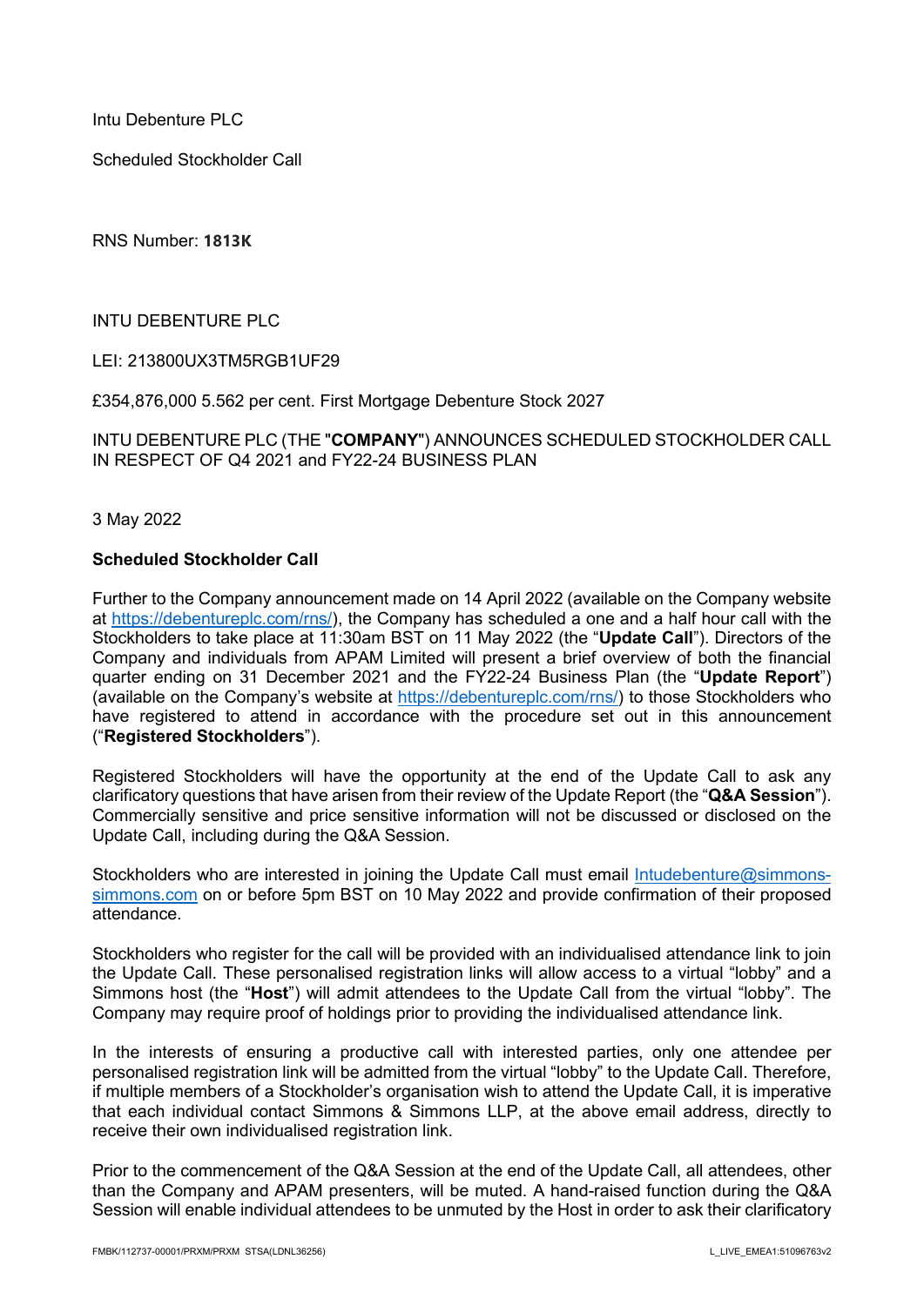Intu Debenture PLC

Scheduled Stockholder Call

RNS Number: **1813K**

INTU DEBENTURE PLC

LEI: 213800UX3TM5RGB1UF29

£354,876,000 5.562 per cent. First Mortgage Debenture Stock 2027

INTU DEBENTURE PLC (THE "**COMPANY**") ANNOUNCES SCHEDULED STOCKHOLDER CALL IN RESPECT OF Q4 2021 and FY22-24 BUSINESS PLAN

3 May 2022

**Scheduled Stockholder Call**

Further to the Company announcement made on 14 April 2022 (available on the Company website at https://debentureplc.com/rns/), the Company has scheduled a one and a half hour call with the Stockholders to take place at 11:30am BST on 11 May 2022 (the "**Update Call**"). Directors of the Company and individuals from APAM Limited will present a brief overview of both the financial quarter ending on 31 December 2021 and the FY22-24 Business Plan (the "**Update Report**") (available on the Company's website at https://debentureplc.com/rns/) to those Stockholders who have registered to attend in accordance with the procedure set out in this announcement ("**Registered Stockholders**").

Registered Stockholders will have the opportunity at the end of the Update Call to ask any clarificatory questions that have arisen from their review of the Update Report (the "**Q&A Session**"). Commercially sensitive and price sensitive information will not be discussed or disclosed on the Update Call, including during the Q&A Session.

Stockholders who are interested in joining the Update Call must email Intudebenture@simmons-simmons.com on or before 5pm BST on 10 May 2022 and provide confirmation of their proposed attendance.

Stockholders who register for the call will be provided with an individualised attendance link to join the Update Call. These personalised registration links will allow access to a virtual "lobby" and a Simmons host (the "**Host**") will admit attendees to the Update Call from the virtual "lobby". The Company may require proof of holdings prior to providing the individualised attendance link.

In the interests of ensuring a productive call with interested parties, only one attendee per personalised registration link will be admitted from the virtual "lobby" to the Update Call. Therefore, if multiple members of a Stockholder's organisation wish to attend the Update Call, it is imperative that each individual contact Simmons & Simmons LLP, at the above email address, directly to receive their own individualised registration link.

Prior to the commencement of the Q&A Session at the end of the Update Call, all attendees, other than the Company and APAM presenters, will be muted. A hand-raised function during the Q&A Session will enable individual attendees to be unmuted by the Host in order to ask their clarificatory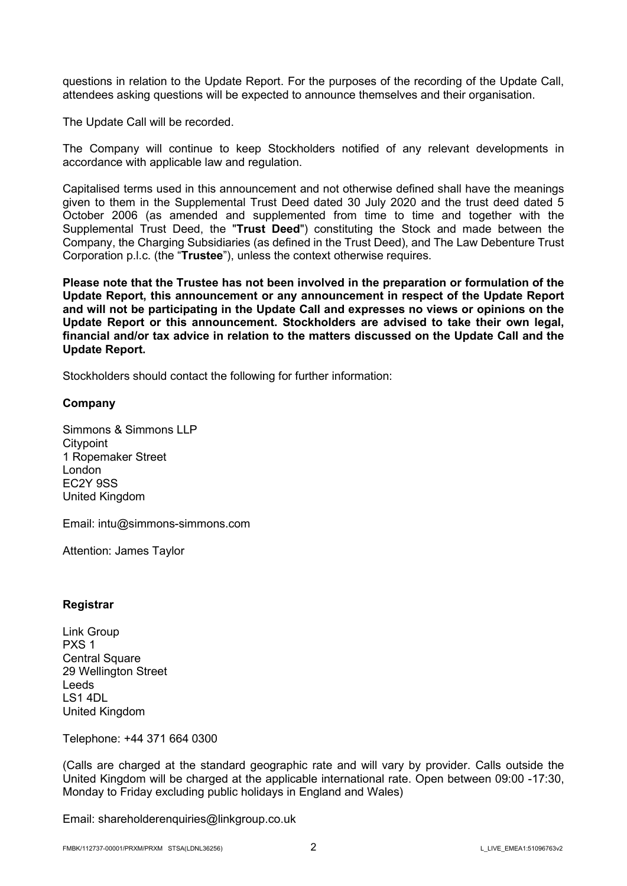questions in relation to the Update Report. For the purposes of the recording of the Update Call, attendees asking questions will be expected to announce themselves and their organisation.

The Update Call will be recorded.

The Company will continue to keep Stockholders notified of any relevant developments in accordance with applicable law and regulation.

Capitalised terms used in this announcement and not otherwise defined shall have the meanings given to them in the Supplemental Trust Deed dated 30 July 2020 and the trust deed dated 5 October 2006 (as amended and supplemented from time to time and together with the Supplemental Trust Deed, the "**Trust Deed**") constituting the Stock and made between the Company, the Charging Subsidiaries (as defined in the Trust Deed), and The Law Debenture Trust Corporation p.l.c. (the "**Trustee**"), unless the context otherwise requires.

**Please note that the Trustee has not been involved in the preparation or formulation of the Update Report, this announcement or any announcement in respect of the Update Report and will not be participating in the Update Call and expresses no views or opinions on the Update Report or this announcement. Stockholders are advised to take their own legal, financial and/or tax advice in relation to the matters discussed on the Update Call and the Update Report.**

Stockholders should contact the following for further information:

**Company**

Simmons & Simmons LLP
Citypoint
1 Ropemaker Street
London
EC2Y 9SS
United Kingdom

Email: intu@simmons-simmons.com

Attention: James Taylor

**Registrar**

Link Group
PXS 1
Central Square
29 Wellington Street
Leeds
LS1 4DL
United Kingdom

Telephone: +44 371 664 0300

(Calls are charged at the standard geographic rate and will vary by provider. Calls outside the United Kingdom will be charged at the applicable international rate. Open between 09:00 -17:30, Monday to Friday excluding public holidays in England and Wales)

Email: shareholderenquiries@linkgroup.co.uk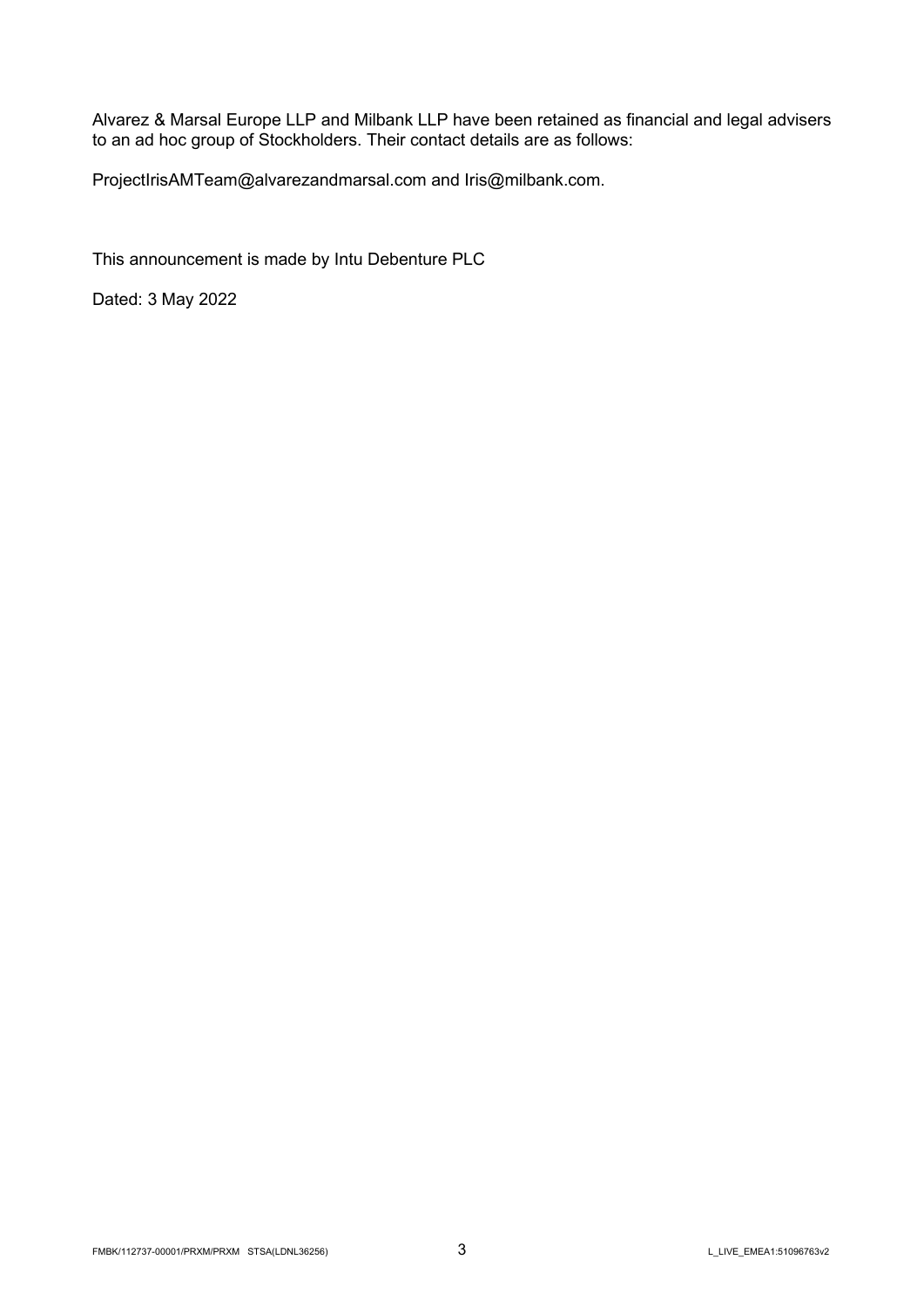Alvarez & Marsal Europe LLP and Milbank LLP have been retained as financial and legal advisers to an ad hoc group of Stockholders. Their contact details are as follows:

ProjectIrisAMTeam@alvarezandmarsal.com and Iris@milbank.com.

This announcement is made by Intu Debenture PLC

Dated: 3 May 2022